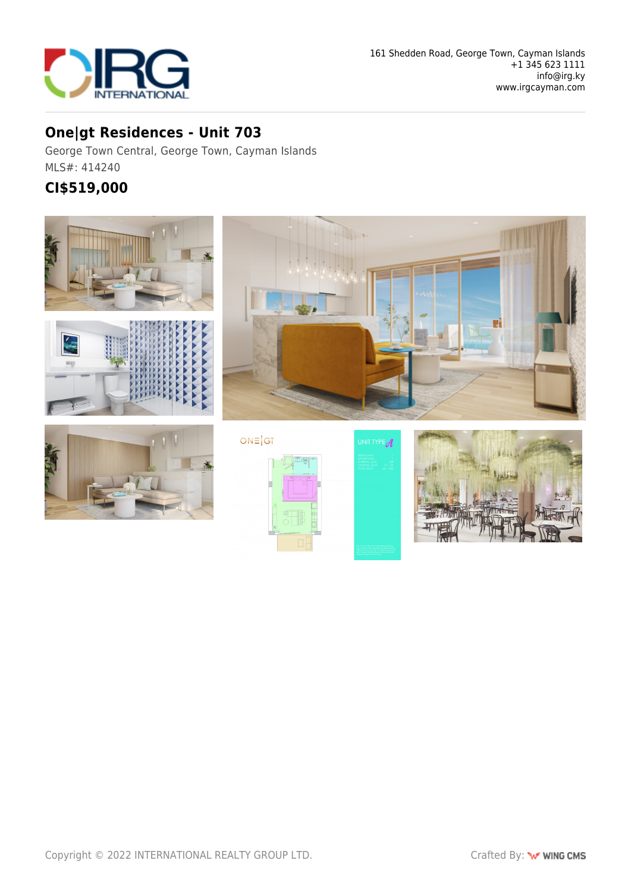161 Shedden Road, George Town, Cayman Islands
+1 345 623 1111
info@irg.ky
www.irgcayman.com

# One|gt Residences - Unit 703

George Town Central, George Town, Cayman Islands

MLS#: 414240

## CI$519,000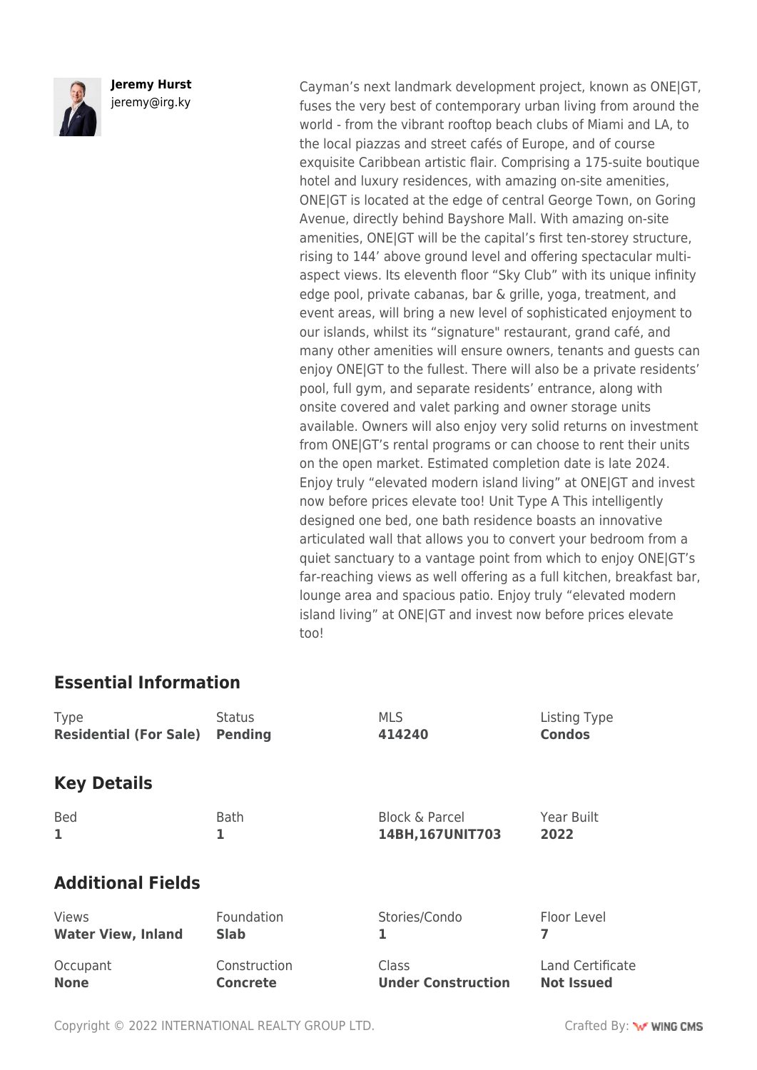**Jeremy Hurst**
jeremy@irg.ky

Cayman's next landmark development project, known as ONE|GT, fuses the very best of contemporary urban living from around the world - from the vibrant rooftop beach clubs of Miami and LA, to the local piazzas and street cafés of Europe, and of course exquisite Caribbean artistic flair. Comprising a 175-suite boutique hotel and luxury residences, with amazing on-site amenities, ONE|GT is located at the edge of central George Town, on Goring Avenue, directly behind Bayshore Mall. With amazing on-site amenities, ONE|GT will be the capital's first ten-storey structure, rising to 144' above ground level and offering spectacular multi-aspect views. Its eleventh floor "Sky Club" with its unique infinity edge pool, private cabanas, bar & grille, yoga, treatment, and event areas, will bring a new level of sophisticated enjoyment to our islands, whilst its "signature" restaurant, grand café, and many other amenities will ensure owners, tenants and guests can enjoy ONE|GT to the fullest. There will also be a private residents' pool, full gym, and separate residents' entrance, along with onsite covered and valet parking and owner storage units available. Owners will also enjoy very solid returns on investment from ONE|GT's rental programs or can choose to rent their units on the open market. Estimated completion date is late 2024. Enjoy truly "elevated modern island living" at ONE|GT and invest now before prices elevate too! Unit Type A This intelligently designed one bed, one bath residence boasts an innovative articulated wall that allows you to convert your bedroom from a quiet sanctuary to a vantage point from which to enjoy ONE|GT's far-reaching views as well offering as a full kitchen, breakfast bar, lounge area and spacious patio. Enjoy truly "elevated modern island living" at ONE|GT and invest now before prices elevate too!

## Essential Information

| Type | Status | MLS | Listing Type |
|---|---|---|---|
| **Residential (For Sale)** | **Pending** | **414240** | **Condos** |

## Key Details

| Bed | Bath | Block & Parcel | Year Built |
|---|---|---|---|
| **1** | **1** | **14BH,167UNIT703** | **2022** |

## Additional Fields

| Views | Foundation | Stories/Condo | Floor Level |
|---|---|---|---|
| **Water View, Inland** | **Slab** | **1** | **7** |
| Occupant | Construction | Class | Land Certificate |
| **None** | **Concrete** | **Under Construction** | **Not Issued** |

Copyright © 2022 INTERNATIONAL REALTY GROUP LTD.

Crafted By: WING CMS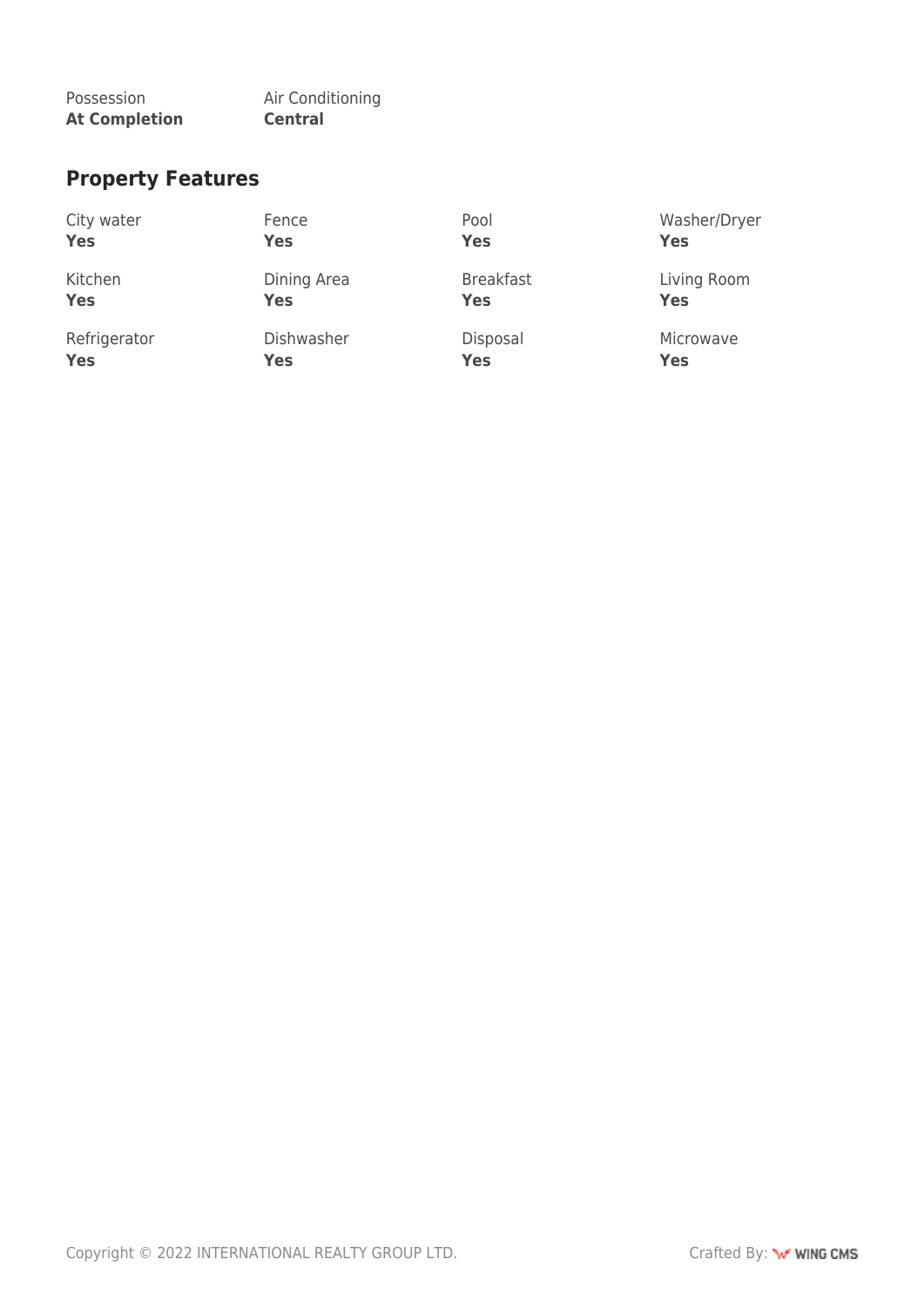| | |
|---|---|
| Possession | Air Conditioning |
| **At Completion** | **Central** |

## Property Features

| | | | |
|---|---|---|---|
| City water<br>**Yes** | Fence<br>**Yes** | Pool<br>**Yes** | Washer/Dryer<br>**Yes** |
| Kitchen<br>**Yes** | Dining Area<br>**Yes** | Breakfast<br>**Yes** | Living Room<br>**Yes** |
| Refrigerator<br>**Yes** | Dishwasher<br>**Yes** | Disposal<br>**Yes** | Microwave<br>**Yes** |

Copyright © 2022 INTERNATIONAL REALTY GROUP LTD.

Crafted By: WING CMS